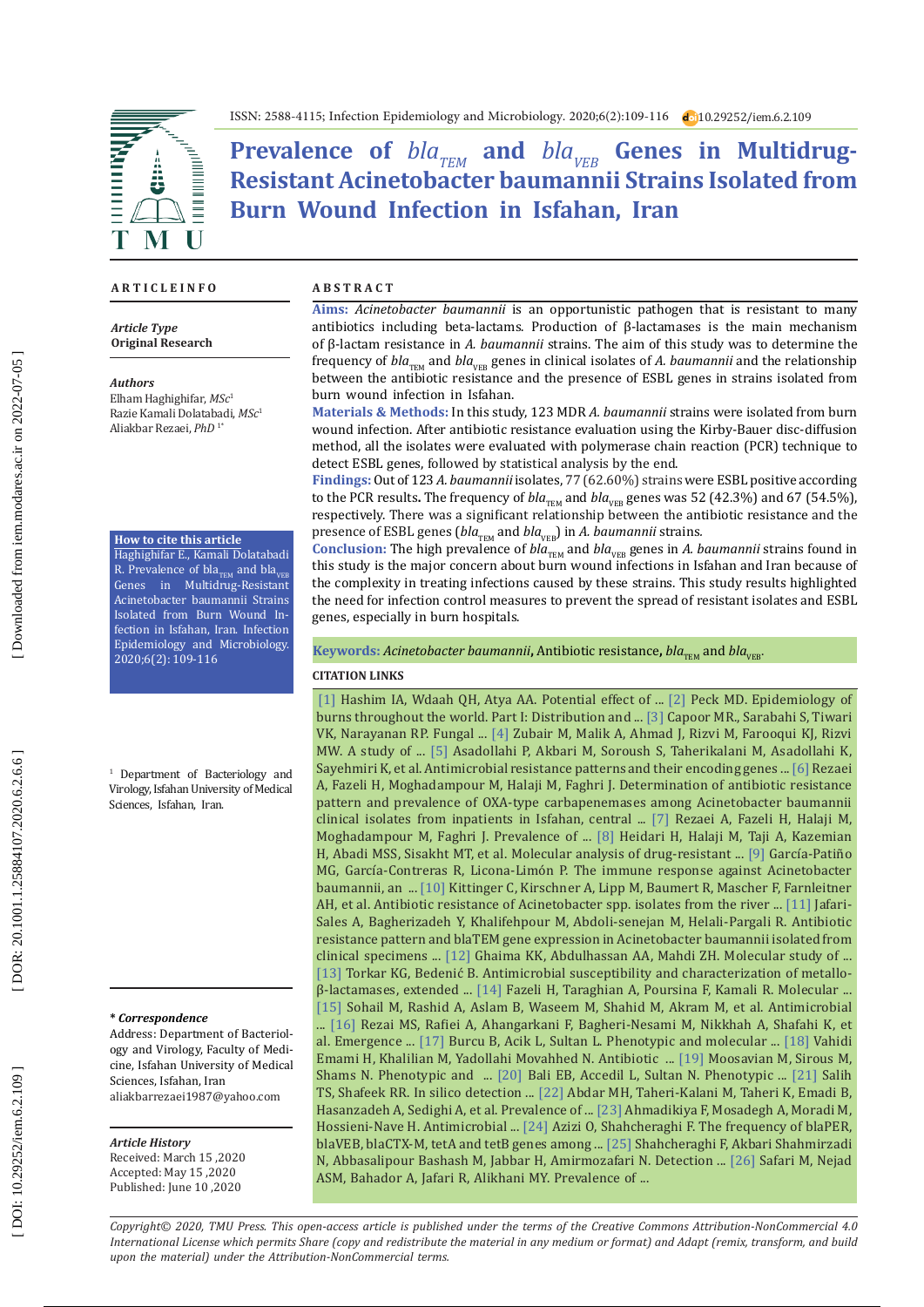ISSN: 2588-4115; Infection Epidemiology and Microbiology. 2020;6(2):109-116 10.29252/iem.6.2.109

# Prevalence of *bla*$_{TEM}$ and *bla*$_{VEB}$ Genes in Multidrug-Resistant Acinetobacter baumannii Strains Isolated from Burn Wound Infection in Isfahan, Iran

**ARTICLEINFO**

***Article Type***
**Original Research**

***Authors***
Elham Haghighifar, *MSc*[1]
Razie Kamali Dolatabadi, *MSc*[1]
Aliakbar Rezaei, *PhD* [1*]

**How to cite this article**
Haghighifar E., Kamali Dolatabadi R. Prevalence of bla$_{TEM}$ and bla$_{VEB}$ Genes in Multidrug-Resistant Acinetobacter baumannii Strains Isolated from Burn Wound Infection in Isfahan, Iran. Infection Epidemiology and Microbiology. 2020;6(2): 109-116

[1] Department of Bacteriology and Virology, Isfahan University of Medical Sciences, Isfahan, Iran.

***\* Correspondence***
Address: Department of Bacteriology and Virology, Faculty of Medicine, Isfahan University of Medical Sciences, Isfahan, Iran
aliakbarrezaei1987@yahoo.com

***Article History***
Received: March 15 ,2020
Accepted: May 15 ,2020
Published: June 10 ,2020

## ABSTRACT

**Aims:** *Acinetobacter baumannii* is an opportunistic pathogen that is resistant to many antibiotics including beta-lactams. Production of β-lactamases is the main mechanism of β-lactam resistance in *A. baumannii* strains. The aim of this study was to determine the frequency of *bla*$_{TEM}$ and *bla*$_{VEB}$ genes in clinical isolates of *A. baumannii* and the relationship between the antibiotic resistance and the presence of ESBL genes in strains isolated from burn wound infection in Isfahan.

**Materials & Methods:** In this study, 123 MDR *A. baumannii* strains were isolated from burn wound infection. After antibiotic resistance evaluation using the Kirby-Bauer disc-diffusion method, all the isolates were evaluated with polymerase chain reaction (PCR) technique to detect ESBL genes, followed by statistical analysis by the end.

**Findings:** Out of 123 *A. baumannii* isolates, 77 (62.60%) strains were ESBL positive according to the PCR results**.** The frequency of *bla*$_{TEM}$ and *bla*$_{VEB}$ genes was 52 (42.3%) and 67 (54.5%), respectively. There was a significant relationship between the antibiotic resistance and the presence of ESBL genes (*bla*$_{TEM}$ and *bla*$_{VEB}$) in *A. baumannii* strains.

**Conclusion:** The high prevalence of *bla*$_{TEM}$ and *bla*$_{VEB}$ genes in *A. baumannii* strains found in this study is the major concern about burn wound infections in Isfahan and Iran because of the complexity in treating infections caused by these strains. This study results highlighted the need for infection control measures to prevent the spread of resistant isolates and ESBL genes, especially in burn hospitals.

**Keywords:** *Acinetobacter baumannii***,** Antibiotic resistance, *bla*$_{TEM}$ and *bla*$_{VEB}$.

**CITATION LINKS**

[1] Hashim IA, Wdaah QH, Atya AA. Potential effect of ... [2] Peck MD. Epidemiology of burns throughout the world. Part I: Distribution and ... [3] Capoor MR., Sarabahi S, Tiwari VK, Narayanan RP. Fungal ... [4] Zubair M, Malik A, Ahmad J, Rizvi M, Farooqui KJ, Rizvi MW. A study of ... [5] Asadollahi P, Akbari M, Soroush S, Taherikalani M, Asadollahi K, Sayehmiri K, et al. Antimicrobial resistance patterns and their encoding genes ... [6] Rezaei A, Fazeli H, Moghadampour M, Halaji M, Faghri J. Determination of antibiotic resistance pattern and prevalence of OXA-type carbapenemases among Acinetobacter baumannii clinical isolates from inpatients in Isfahan, central ... [7] Rezaei A, Fazeli H, Halaji M, Moghadampour M, Faghri J. Prevalence of ... [8] Heidari H, Halaji M, Taji A, Kazemian H, Abadi MSS, Sisakht MT, et al. Molecular analysis of drug-resistant ... [9] García-Patiño MG, García-Contreras R, Licona-Limón P. The immune response against Acinetobacter baumannii, an ... [10] Kittinger C, Kirschner A, Lipp M, Baumert R, Mascher F, Farnleitner AH, et al. Antibiotic resistance of Acinetobacter spp. isolates from the river ... [11] Jafari-Sales A, Bagherizadeh Y, Khalifehpour M, Abdoli-senejan M, Helali-Pargali R. Antibiotic resistance pattern and blaTEM gene expression in Acinetobacter baumannii isolated from clinical specimens ... [12] Ghaima KK, Abdulhassan AA, Mahdi ZH. Molecular study of ... [13] Torkar KG, Bedenić B. Antimicrobial susceptibility and characterization of metallo-β-lactamases, extended ... [14] Fazeli H, Taraghian A, Poursina F, Kamali R. Molecular ... [15] Sohail M, Rashid A, Aslam B, Waseem M, Shahid M, Akram M, et al. Antimicrobial ... [16] Rezai MS, Rafiei A, Ahangarkani F, Bagheri-Nesami M, Nikkhah A, Shafahi K, et al. Emergence ... [17] Burcu B, Acik L, Sultan L. Phenotypic and molecular ... [18] Vahidi Emami H, Khalilian M, Yadollahi Movahhed N. Antibiotic ... [19] Moosavian M, Sirous M, Shams N. Phenotypic and ... [20] Bali EB, Accedil L, Sultan N. Phenotypic ... [21] Salih TS, Shafeek RR. In silico detection ... [22] Abdar MH, Taheri-Kalani M, Taheri K, Emadi B, Hasanzadeh A, Sedighi A, et al. Prevalence of ... [23] Ahmadikiya F, Mosadegh A, Moradi M, Hossieni-Nave H. Antimicrobial ... [24] Azizi O, Shahcheraghi F. The frequency of blaPER, blaVEB, blaCTX-M, tetA and tetB genes among ... [25] Shahcheraghi F, Akbari Shahmirzadi N, Abbasalipour Bashash M, Jabbar H, Amirmozafari N. Detection ... [26] Safari M, Nejad ASM, Bahador A, Jafari R, Alikhani MY. Prevalence of ...

*Copyright© 2020, TMU Press. This open-access article is published under the terms of the Creative Commons Attribution-NonCommercial 4.0 International License which permits Share (copy and redistribute the material in any medium or format) and Adapt (remix, transform, and build upon the material) under the Attribution-NonCommercial terms.*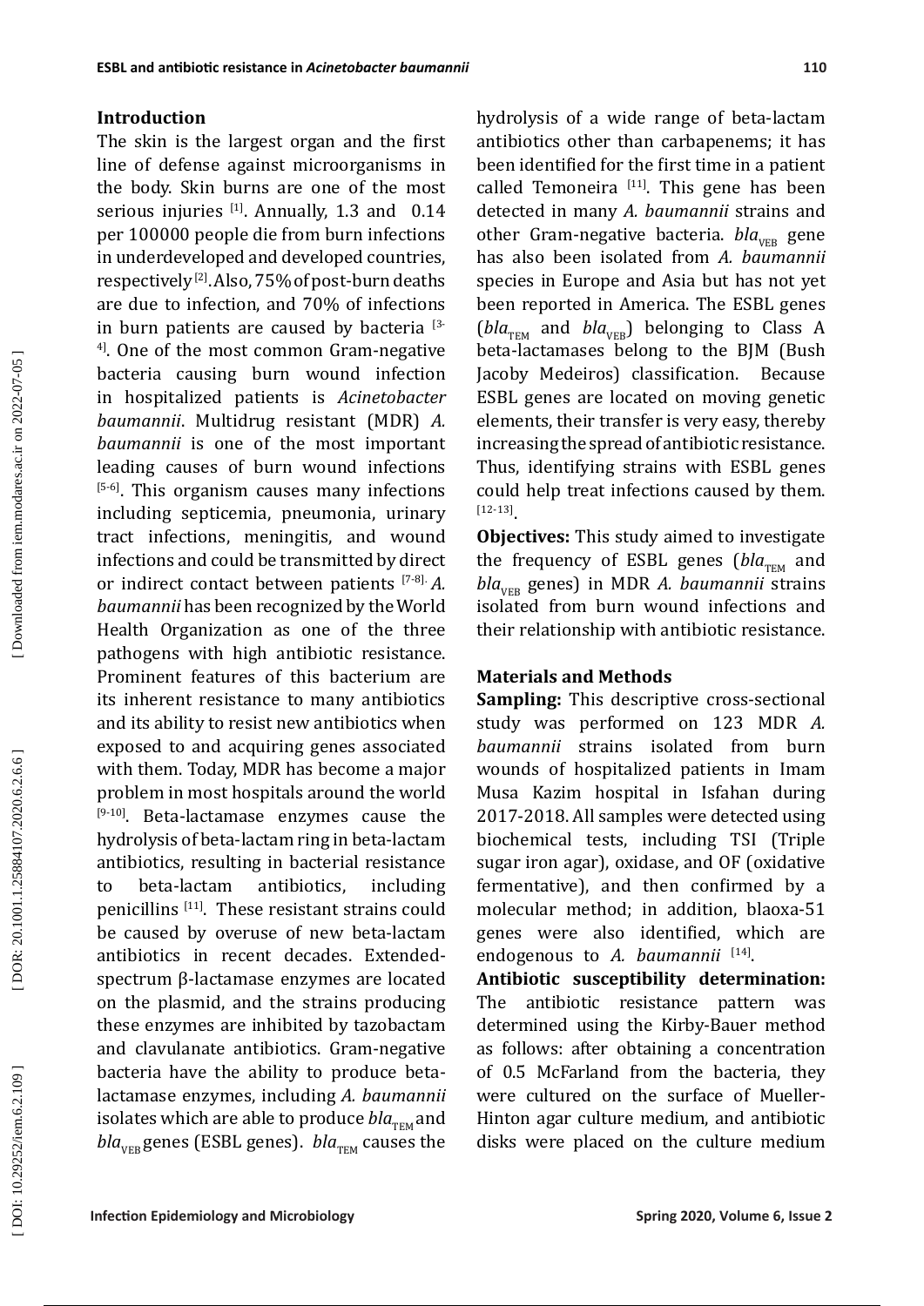## Introduction

The skin is the largest organ and the first line of defense against microorganisms in the body. Skin burns are one of the most serious injuries [1]. Annually, 1.3 and 0.14 per 100000 people die from burn infections in underdeveloped and developed countries, respectively [2]. Also, 75% of post-burn deaths are due to infection, and 70% of infections in burn patients are caused by bacteria [3-4]. One of the most common Gram-negative bacteria causing burn wound infection in hospitalized patients is *Acinetobacter baumannii*. Multidrug resistant (MDR) *A. baumannii* is one of the most important leading causes of burn wound infections [5-6]. This organism causes many infections including septicemia, pneumonia, urinary tract infections, meningitis, and wound infections and could be transmitted by direct or indirect contact between patients [7-8]. *A. baumannii* has been recognized by the World Health Organization as one of the three pathogens with high antibiotic resistance. Prominent features of this bacterium are its inherent resistance to many antibiotics and its ability to resist new antibiotics when exposed to and acquiring genes associated with them. Today, MDR has become a major problem in most hospitals around the world [9-10]. Beta-lactamase enzymes cause the hydrolysis of beta-lactam ring in beta-lactam antibiotics, resulting in bacterial resistance to beta-lactam antibiotics, including penicillins [11]. These resistant strains could be caused by overuse of new beta-lactam antibiotics in recent decades. Extended-spectrum β-lactamase enzymes are located on the plasmid, and the strains producing these enzymes are inhibited by tazobactam and clavulanate antibiotics. Gram-negative bacteria have the ability to produce beta-lactamase enzymes, including *A. baumannii* isolates which are able to produce $bla_{TEM}$ and $bla_{VEB}$ genes (ESBL genes). $bla_{TEM}$ causes the hydrolysis of a wide range of beta-lactam antibiotics other than carbapenems; it has been identified for the first time in a patient called Temoneira [11]. This gene has been detected in many *A. baumannii* strains and other Gram-negative bacteria. $bla_{VEB}$ gene has also been isolated from *A. baumannii* species in Europe and Asia but has not yet been reported in America. The ESBL genes ($bla_{TEM}$ and $bla_{VEB}$) belonging to Class A beta-lactamases belong to the BJM (Bush Jacoby Medeiros) classification. Because ESBL genes are located on moving genetic elements, their transfer is very easy, thereby increasing the spread of antibiotic resistance. Thus, identifying strains with ESBL genes could help treat infections caused by them. [12-13].

**Objectives:** This study aimed to investigate the frequency of ESBL genes ($bla_{TEM}$ and $bla_{VEB}$ genes) in MDR *A. baumannii* strains isolated from burn wound infections and their relationship with antibiotic resistance.

## Materials and Methods

**Sampling:** This descriptive cross-sectional study was performed on 123 MDR *A. baumannii* strains isolated from burn wounds of hospitalized patients in Imam Musa Kazim hospital in Isfahan during 2017-2018. All samples were detected using biochemical tests, including TSI (Triple sugar iron agar), oxidase, and OF (oxidative fermentative), and then confirmed by a molecular method; in addition, blaoxa-51 genes were also identified, which are endogenous to *A. baumannii* [14].

**Antibiotic susceptibility determination:** The antibiotic resistance pattern was determined using the Kirby-Bauer method as follows: after obtaining a concentration of 0.5 McFarland from the bacteria, they were cultured on the surface of Mueller-Hinton agar culture medium, and antibiotic disks were placed on the culture medium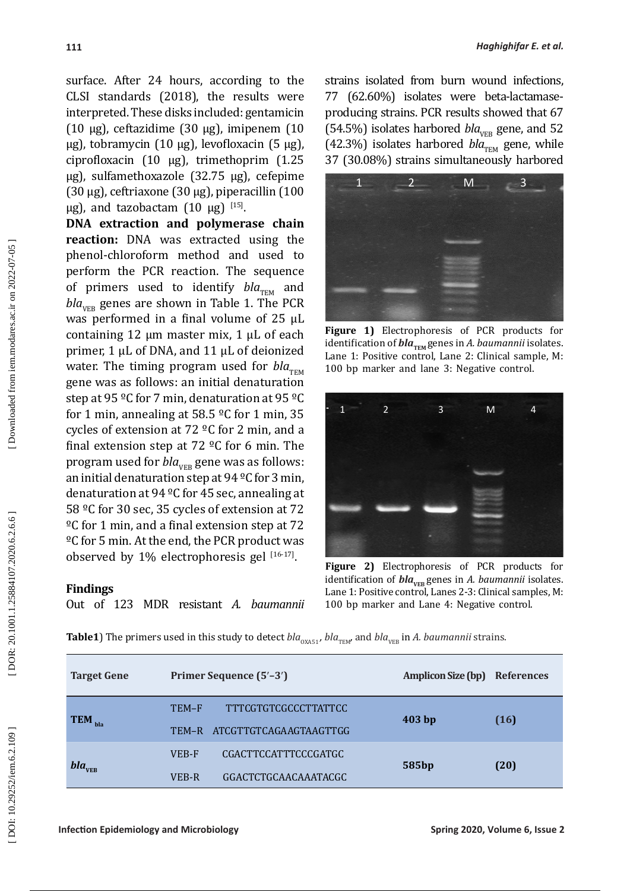surface. After 24 hours, according to the CLSI standards (2018), the results were interpreted. These disks included: gentamicin (10 µg), ceftazidime (30 µg), imipenem (10 µg), tobramycin (10 µg), levofloxacin (5 µg), ciprofloxacin (10 µg), trimethoprim (1.25 µg), sulfamethoxazole (32.75 µg), cefepime (30 µg), ceftriaxone (30 µg), piperacillin (100 µg), and tazobactam (10 µg) [15].

**DNA extraction and polymerase chain reaction:** DNA was extracted using the phenol-chloroform method and used to perform the PCR reaction. The sequence of primers used to identify $bla_{TEM}$ and $bla_{VEB}$ genes are shown in Table 1. The PCR was performed in a final volume of 25 µL containing 12 µm master mix, 1 µL of each primer, 1 µL of DNA, and 11 µL of deionized water. The timing program used for $bla_{TEM}$ gene was as follows: an initial denaturation step at 95 ºC for 7 min, denaturation at 95 ºC for 1 min, annealing at 58.5 ºC for 1 min, 35 cycles of extension at 72 ºC for 2 min, and a final extension step at 72 ºC for 6 min. The program used for $bla_{VEB}$ gene was as follows: an initial denaturation step at 94 ºC for 3 min, denaturation at 94 ºC for 45 sec, annealing at 58 ºC for 30 sec, 35 cycles of extension at 72 ºC for 1 min, and a final extension step at 72 ºC for 5 min. At the end, the PCR product was observed by 1% electrophoresis gel [16-17].

## Findings

Out of 123 MDR resistant *A. baumannii* strains isolated from burn wound infections, 77 (62.60%) isolates were beta-lactamase-producing strains. PCR results showed that 67 (54.5%) isolates harbored $bla_{VEB}$ gene, and 52 (42.3%) isolates harbored $bla_{TEM}$ gene, while 37 (30.08%) strains simultaneously harbored

**Figure 1)** Electrophoresis of PCR products for identification of $bla_{TEM}$ genes in *A. baumannii* isolates. Lane 1: Positive control, Lane 2: Clinical sample, M: 100 bp marker and lane 3: Negative control.

**Figure 2)** Electrophoresis of PCR products for identification of $bla_{VEB}$ genes in *A. baumannii* isolates. Lane 1: Positive control, Lanes 2-3: Clinical samples, M: 100 bp marker and Lane 4: Negative control.

**Table1**) The primers used in this study to detect $bla_{OXA51}$, $bla_{TEM}$, and $bla_{VEB}$ in *A. baumannii* strains.

| Target Gene | Primer Sequence (5′–3′) | Amplicon Size (bp) | References |
|---|---|---|---|
| **$TEM_{bla}$** | TEM–F TTTCGTGTCGCCCTTATTCC | **403 bp** | **(16)** |
| | TEM–R ATCGTTGTCAGAAGTAAGTTGG | | |
| ***$bla_{VEB}$*** | VEB-F CGACTTCCATTTCCCGATGC | **585bp** | **(20)** |
| | VEB-R GGACTCTGCAACAAATACGC | | |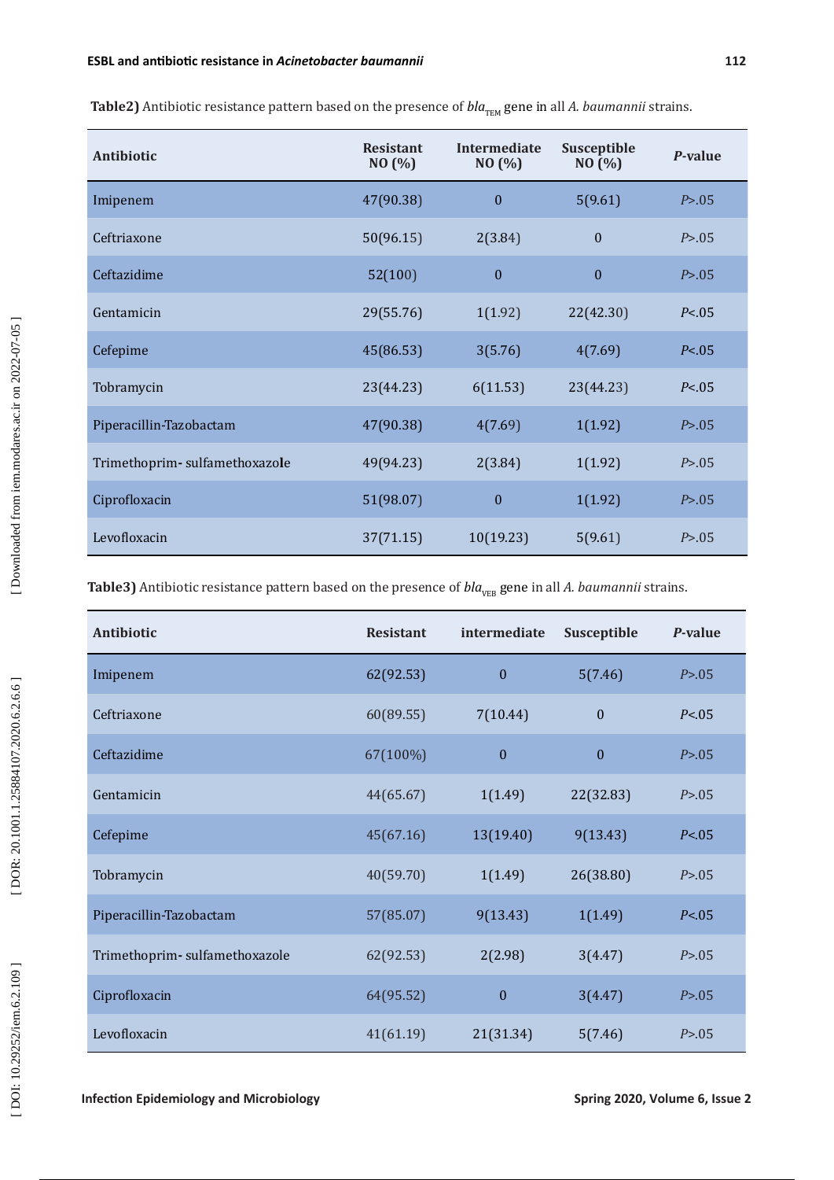**Table2)** Antibiotic resistance pattern based on the presence of $bla_{TEM}$ gene in all *A. baumannii* strains.

| Antibiotic | Resistant NO (%) | Intermediate NO (%) | Susceptible NO (%) | *P*-value |
|---|---|---|---|---|
| Imipenem | 47(90.38) | 0 | 5(9.61) | $P>.05$ |
| Ceftriaxone | 50(96.15) | 2(3.84) | 0 | $P>.05$ |
| Ceftazidime | 52(100) | 0 | 0 | $P>.05$ |
| Gentamicin | 29(55.76) | 1(1.92) | 22(42.30) | $P<.05$ |
| Cefepime | 45(86.53) | 3(5.76) | 4(7.69) | $P<.05$ |
| Tobramycin | 23(44.23) | 6(11.53) | 23(44.23) | $P<.05$ |
| Piperacillin-Tazobactam | 47(90.38) | 4(7.69) | 1(1.92) | $P>.05$ |
| Trimethoprim- sulfamethoxazole | 49(94.23) | 2(3.84) | 1(1.92) | $P>.05$ |
| Ciprofloxacin | 51(98.07) | 0 | 1(1.92) | $P>.05$ |
| Levofloxacin | 37(71.15) | 10(19.23) | 5(9.61) | $P>.05$ |

**Table3)** Antibiotic resistance pattern based on the presence of $bla_{VEB}$ gene in all *A. baumannii* strains.

| Antibiotic | Resistant | intermediate | Susceptible | *P*-value |
|---|---|---|---|---|
| Imipenem | 62(92.53) | 0 | 5(7.46) | $P>.05$ |
| Ceftriaxone | 60(89.55) | 7(10.44) | 0 | $P<.05$ |
| Ceftazidime | 67(100%) | 0 | 0 | $P>.05$ |
| Gentamicin | 44(65.67) | 1(1.49) | 22(32.83) | $P>.05$ |
| Cefepime | 45(67.16) | 13(19.40) | 9(13.43) | $P<.05$ |
| Tobramycin | 40(59.70) | 1(1.49) | 26(38.80) | $P>.05$ |
| Piperacillin-Tazobactam | 57(85.07) | 9(13.43) | 1(1.49) | $P<.05$ |
| Trimethoprim- sulfamethoxazole | 62(92.53) | 2(2.98) | 3(4.47) | $P>.05$ |
| Ciprofloxacin | 64(95.52) | 0 | 3(4.47) | $P>.05$ |
| Levofloxacin | 41(61.19) | 21(31.34) | 5(7.46) | $P>.05$ |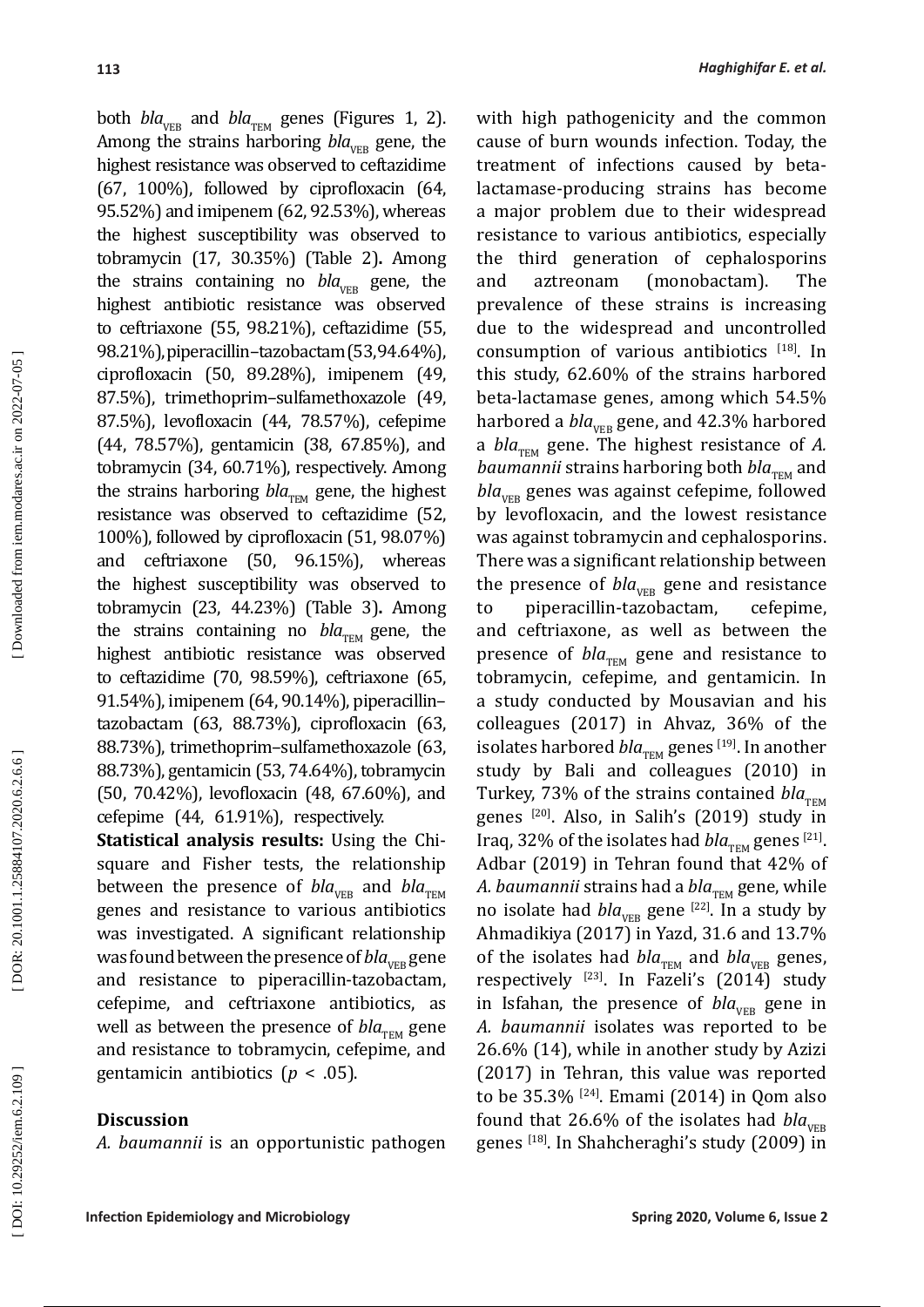both $bla_{VEB}$ and $bla_{TEM}$ genes (Figures 1, 2). Among the strains harboring $bla_{VEB}$ gene, the highest resistance was observed to ceftazidime (67, 100%), followed by ciprofloxacin (64, 95.52%) and imipenem (62, 92.53%), whereas the highest susceptibility was observed to tobramycin (17, 30.35%) (Table 2)**.** Among the strains containing no $bla_{VEB}$ gene, the highest antibiotic resistance was observed to ceftriaxone (55, 98.21%), ceftazidime (55, 98.21%), piperacillin–tazobactam (53, 94.64%), ciprofloxacin (50, 89.28%), imipenem (49, 87.5%), trimethoprim–sulfamethoxazole (49, 87.5%), levofloxacin (44, 78.57%), cefepime (44, 78.57%), gentamicin (38, 67.85%), and tobramycin (34, 60.71%), respectively. Among the strains harboring $bla_{TEM}$ gene, the highest resistance was observed to ceftazidime (52, 100%), followed by ciprofloxacin (51, 98.07%) and ceftriaxone (50, 96.15%), whereas the highest susceptibility was observed to tobramycin (23, 44.23%) (Table 3)**.** Among the strains containing no $bla_{TEM}$ gene, the highest antibiotic resistance was observed to ceftazidime (70, 98.59%), ceftriaxone (65, 91.54%), imipenem (64, 90.14%), piperacillin–tazobactam (63, 88.73%), ciprofloxacin (63, 88.73%), trimethoprim–sulfamethoxazole (63, 88.73%), gentamicin (53, 74.64%), tobramycin (50, 70.42%), levofloxacin (48, 67.60%), and cefepime (44, 61.91%), respectively.

**Statistical analysis results:** Using the Chi-square and Fisher tests, the relationship between the presence of $bla_{VEB}$ and $bla_{TEM}$ genes and resistance to various antibiotics was investigated. A significant relationship was found between the presence of $bla_{VEB}$ gene and resistance to piperacillin-tazobactam, cefepime, and ceftriaxone antibiotics, as well as between the presence of $bla_{TEM}$ gene and resistance to tobramycin, cefepime, and gentamicin antibiotics ($p < .05$).

## Discussion

*A. baumannii* is an opportunistic pathogen with high pathogenicity and the common cause of burn wounds infection. Today, the treatment of infections caused by beta-lactamase-producing strains has become a major problem due to their widespread resistance to various antibiotics, especially the third generation of cephalosporins and aztreonam (monobactam). The prevalence of these strains is increasing due to the widespread and uncontrolled consumption of various antibiotics [18]. In this study, 62.60% of the strains harbored beta-lactamase genes, among which 54.5% harbored a $bla_{VEB}$ gene, and 42.3% harbored a $bla_{TEM}$ gene. The highest resistance of *A. baumannii* strains harboring both $bla_{TEM}$ and $bla_{VEB}$ genes was against cefepime, followed by levofloxacin, and the lowest resistance was against tobramycin and cephalosporins. There was a significant relationship between the presence of $bla_{VEB}$ gene and resistance to piperacillin-tazobactam, cefepime, and ceftriaxone, as well as between the presence of $bla_{TEM}$ gene and resistance to tobramycin, cefepime, and gentamicin. In a study conducted by Mousavian and his colleagues (2017) in Ahvaz, 36% of the isolates harbored $bla_{TEM}$ genes [19]. In another study by Bali and colleagues (2010) in Turkey, 73% of the strains contained $bla_{TEM}$ genes [20]. Also, in Salih's (2019) study in Iraq, 32% of the isolates had $bla_{TEM}$ genes [21]. Adbar (2019) in Tehran found that 42% of *A. baumannii* strains had a $bla_{TEM}$ gene, while no isolate had $bla_{VEB}$ gene [22]. In a study by Ahmadikiya (2017) in Yazd, 31.6 and 13.7% of the isolates had $bla_{TEM}$ and $bla_{VEB}$ genes, respectively [23]. In Fazeli's (2014) study in Isfahan, the presence of $bla_{VEB}$ gene in *A. baumannii* isolates was reported to be 26.6% (14), while in another study by Azizi (2017) in Tehran, this value was reported to be 35.3% [24]. Emami (2014) in Qom also found that 26.6% of the isolates had $bla_{VEB}$ genes [18]. In Shahcheraghi's study (2009) in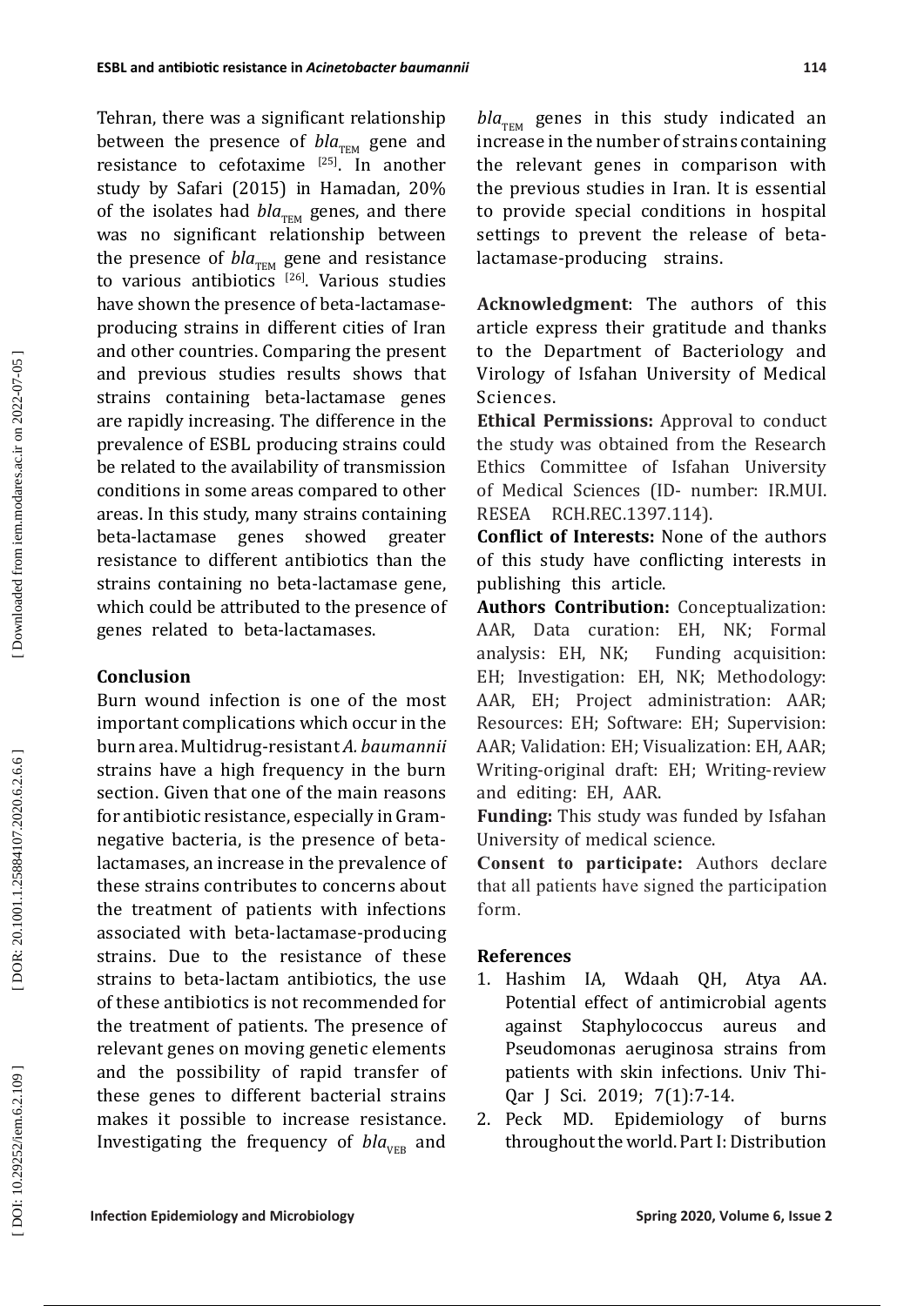Tehran, there was a significant relationship between the presence of *bla*$_{TEM}$ gene and resistance to cefotaxime [25]. In another study by Safari (2015) in Hamadan, 20% of the isolates had *bla*$_{TEM}$ genes, and there was no significant relationship between the presence of *bla*$_{TEM}$ gene and resistance to various antibiotics [26]. Various studies have shown the presence of beta-lactamase-producing strains in different cities of Iran and other countries. Comparing the present and previous studies results shows that strains containing beta-lactamase genes are rapidly increasing. The difference in the prevalence of ESBL producing strains could be related to the availability of transmission conditions in some areas compared to other areas. In this study, many strains containing beta-lactamase genes showed greater resistance to different antibiotics than the strains containing no beta-lactamase gene, which could be attributed to the presence of genes related to beta-lactamases.

## Conclusion

Burn wound infection is one of the most important complications which occur in the burn area. Multidrug-resistant *A. baumannii* strains have a high frequency in the burn section. Given that one of the main reasons for antibiotic resistance, especially in Gram-negative bacteria, is the presence of beta-lactamases, an increase in the prevalence of these strains contributes to concerns about the treatment of patients with infections associated with beta-lactamase-producing strains. Due to the resistance of these strains to beta-lactam antibiotics, the use of these antibiotics is not recommended for the treatment of patients. The presence of relevant genes on moving genetic elements and the possibility of rapid transfer of these genes to different bacterial strains makes it possible to increase resistance. Investigating the frequency of *bla*$_{VEB}$ and *bla*$_{TEM}$ genes in this study indicated an increase in the number of strains containing the relevant genes in comparison with the previous studies in Iran. It is essential to provide special conditions in hospital settings to prevent the release of beta-lactamase-producing strains.

**Acknowledgment**: The authors of this article express their gratitude and thanks to the Department of Bacteriology and Virology of Isfahan University of Medical Sciences.

**Ethical Permissions:** Approval to conduct the study was obtained from the Research Ethics Committee of Isfahan University of Medical Sciences (ID- number: IR.MUI.RESEA RCH.REC.1397.114).

**Conflict of Interests:** None of the authors of this study have conflicting interests in publishing this article.

**Authors Contribution:** Conceptualization: AAR, Data curation: EH, NK; Formal analysis: EH, NK; Funding acquisition: EH; Investigation: EH, NK; Methodology: AAR, EH; Project administration: AAR; Resources: EH; Software: EH; Supervision: AAR; Validation: EH; Visualization: EH, AAR; Writing-original draft: EH; Writing-review and editing: EH, AAR.

**Funding:** This study was funded by Isfahan University of medical science.

**Consent to participate:** Authors declare that all patients have signed the participation form.

## References

1. Hashim IA, Wdaah QH, Atya AA. Potential effect of antimicrobial agents against Staphylococcus aureus and Pseudomonas aeruginosa strains from patients with skin infections. Univ Thi-Qar J Sci. 2019; 7(1):7-14.
2. Peck MD. Epidemiology of burns throughout the world. Part I: Distribution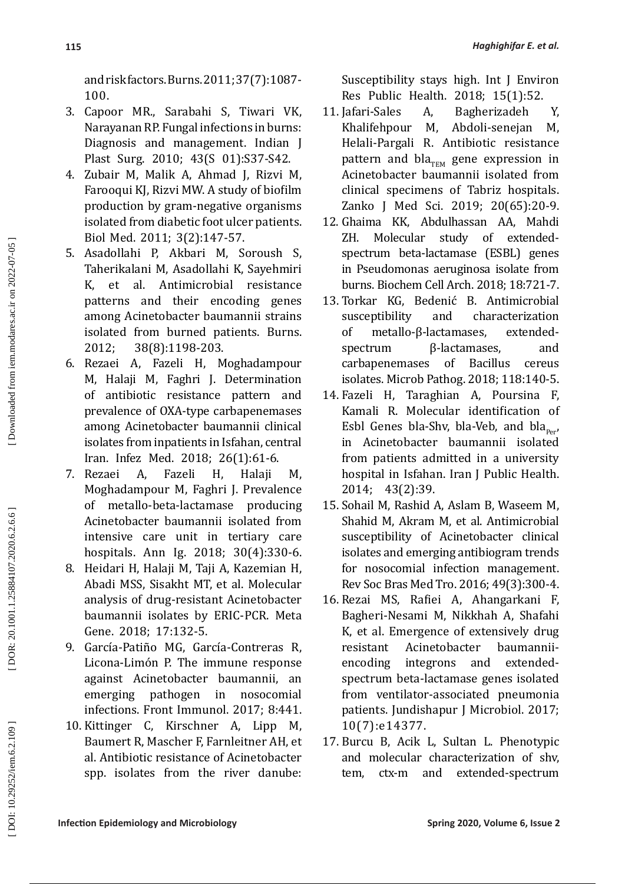and risk factors. Burns. 2011; 37(7):1087-100.

3. Capoor MR., Sarabahi S, Tiwari VK, Narayanan RP. Fungal infections in burns: Diagnosis and management. Indian J Plast Surg. 2010; 43(S 01):S37-S42.
4. Zubair M, Malik A, Ahmad J, Rizvi M, Farooqui KJ, Rizvi MW. A study of biofilm production by gram-negative organisms isolated from diabetic foot ulcer patients. Biol Med. 2011; 3(2):147-57.
5. Asadollahi P, Akbari M, Soroush S, Taherikalani M, Asadollahi K, Sayehmiri K, et al. Antimicrobial resistance patterns and their encoding genes among Acinetobacter baumannii strains isolated from burned patients. Burns. 2012; 38(8):1198-203.
6. Rezaei A, Fazeli H, Moghadampour M, Halaji M, Faghri J. Determination of antibiotic resistance pattern and prevalence of OXA-type carbapenemases among Acinetobacter baumannii clinical isolates from inpatients in Isfahan, central Iran. Infez Med. 2018; 26(1):61-6.
7. Rezaei A, Fazeli H, Halaji M, Moghadampour M, Faghri J. Prevalence of metallo-beta-lactamase producing Acinetobacter baumannii isolated from intensive care unit in tertiary care hospitals. Ann Ig. 2018; 30(4):330-6.
8. Heidari H, Halaji M, Taji A, Kazemian H, Abadi MSS, Sisakht MT, et al. Molecular analysis of drug-resistant Acinetobacter baumannii isolates by ERIC-PCR. Meta Gene. 2018; 17:132-5.
9. García-Patiño MG, García-Contreras R, Licona-Limón P. The immune response against Acinetobacter baumannii, an emerging pathogen in nosocomial infections. Front Immunol. 2017; 8:441.
10. Kittinger C, Kirschner A, Lipp M, Baumert R, Mascher F, Farnleitner AH, et al. Antibiotic resistance of Acinetobacter spp. isolates from the river danube: Susceptibility stays high. Int J Environ Res Public Health. 2018; 15(1):52.
11. Jafari-Sales A, Bagherizadeh Y, Khalifehpour M, Abdoli-senejan M, Helali-Pargali R. Antibiotic resistance pattern and $bla_{TEM}$ gene expression in Acinetobacter baumannii isolated from clinical specimens of Tabriz hospitals. Zanko J Med Sci. 2019; 20(65):20-9.
12. Ghaima KK, Abdulhassan AA, Mahdi ZH. Molecular study of extended-spectrum beta-lactamase (ESBL) genes in Pseudomonas aeruginosa isolate from burns. Biochem Cell Arch. 2018; 18:721-7.
13. Torkar KG, Bedenić B. Antimicrobial susceptibility and characterization of metallo-β-lactamases, extended-spectrum β-lactamases, and carbapenemases of Bacillus cereus isolates. Microb Pathog. 2018; 118:140-5.
14. Fazeli H, Taraghian A, Poursina F, Kamali R. Molecular identification of Esbl Genes bla-Shv, bla-Veb, and $bla_{Per}$, in Acinetobacter baumannii isolated from patients admitted in a university hospital in Isfahan. Iran J Public Health. 2014; 43(2):39.
15. Sohail M, Rashid A, Aslam B, Waseem M, Shahid M, Akram M, et al. Antimicrobial susceptibility of Acinetobacter clinical isolates and emerging antibiogram trends for nosocomial infection management. Rev Soc Bras Med Tro. 2016; 49(3):300-4.
16. Rezai MS, Rafiei A, Ahangarkani F, Bagheri-Nesami M, Nikkhah A, Shafahi K, et al. Emergence of extensively drug resistant Acinetobacter baumannii-encoding integrons and extended-spectrum beta-lactamase genes isolated from ventilator-associated pneumonia patients. Jundishapur J Microbiol. 2017; 10(7):e14377.
17. Burcu B, Acik L, Sultan L. Phenotypic and molecular characterization of shv, tem, ctx-m and extended-spectrum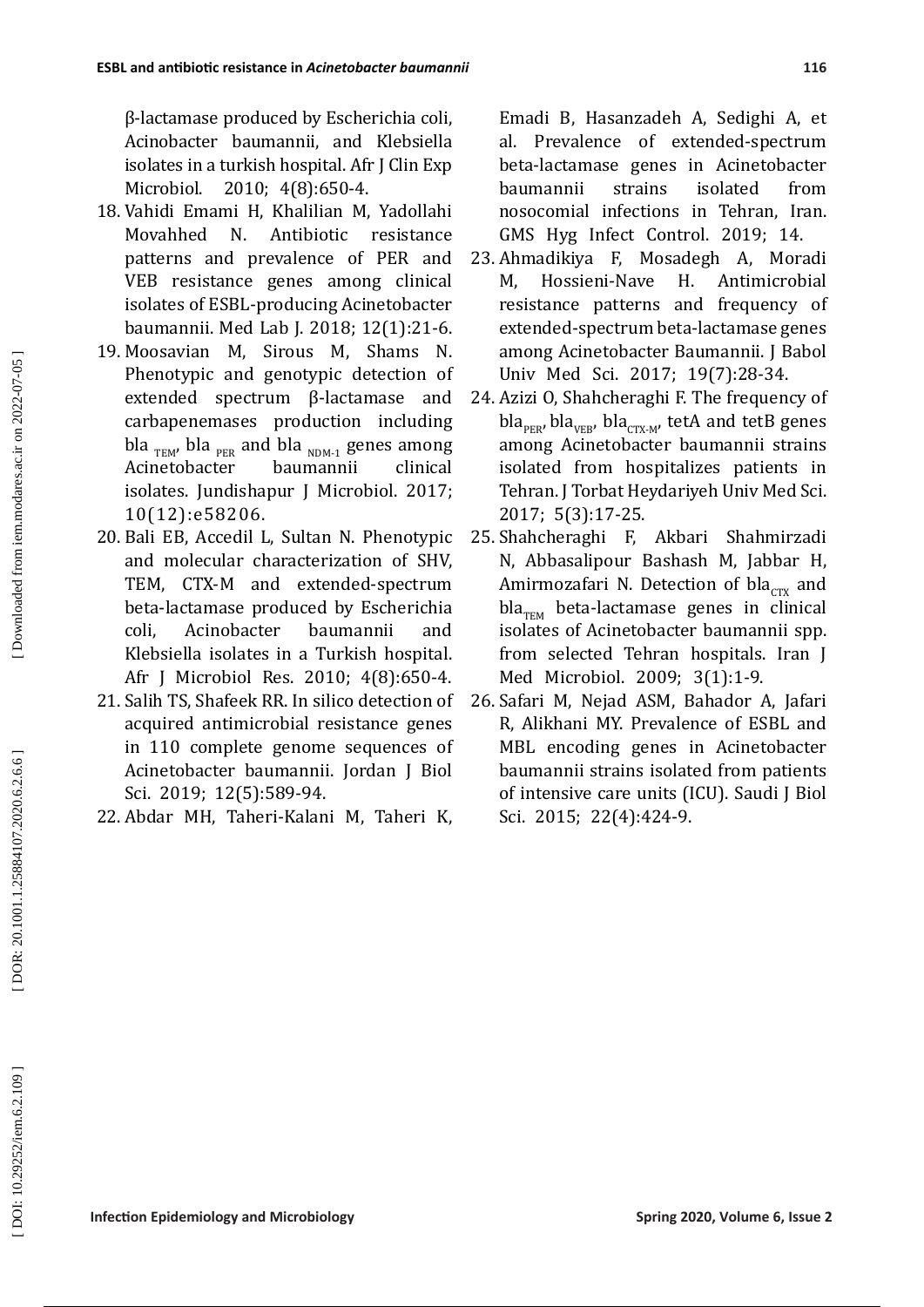β-lactamase produced by Escherichia coli, Acinobacter baumannii, and Klebsiella isolates in a turkish hospital. Afr J Clin Exp Microbiol. 2010; 4(8):650-4.

18. Vahidi Emami H, Khalilian M, Yadollahi Movahhed N. Antibiotic resistance patterns and prevalence of PER and VEB resistance genes among clinical isolates of ESBL-producing Acinetobacter baumannii. Med Lab J. 2018; 12(1):21-6.
19. Moosavian M, Sirous M, Shams N. Phenotypic and genotypic detection of extended spectrum β-lactamase and carbapenemases production including bla $_{TEM}$, bla $_{PER}$ and bla $_{NDM-1}$ genes among Acinetobacter baumannii clinical isolates. Jundishapur J Microbiol. 2017; 10(12):e58206.
20. Bali EB, Accedil L, Sultan N. Phenotypic and molecular characterization of SHV, TEM, CTX-M and extended-spectrum beta-lactamase produced by Escherichia coli, Acinobacter baumannii and Klebsiella isolates in a Turkish hospital. Afr J Microbiol Res. 2010; 4(8):650-4.
21. Salih TS, Shafeek RR. In silico detection of acquired antimicrobial resistance genes in 110 complete genome sequences of Acinetobacter baumannii. Jordan J Biol Sci. 2019; 12(5):589-94.
22. Abdar MH, Taheri-Kalani M, Taheri K, Emadi B, Hasanzadeh A, Sedighi A, et al. Prevalence of extended-spectrum beta-lactamase genes in Acinetobacter baumannii strains isolated from nosocomial infections in Tehran, Iran. GMS Hyg Infect Control. 2019; 14.
23. Ahmadikiya F, Mosadegh A, Moradi M, Hossieni-Nave H. Antimicrobial resistance patterns and frequency of extended-spectrum beta-lactamase genes among Acinetobacter Baumannii. J Babol Univ Med Sci. 2017; 19(7):28-34.
24. Azizi O, Shahcheraghi F. The frequency of $bla_{PER}$, $bla_{VEB}$, $bla_{CTX-M}$, tetA and tetB genes among Acinetobacter baumannii strains isolated from hospitalizes patients in Tehran. J Torbat Heydariyeh Univ Med Sci. 2017; 5(3):17-25.
25. Shahcheraghi F, Akbari Shahmirzadi N, Abbasalipour Bashash M, Jabbar H, Amirmozafari N. Detection of $bla_{CTX}$ and $bla_{TEM}$ beta-lactamase genes in clinical isolates of Acinetobacter baumannii spp. from selected Tehran hospitals. Iran J Med Microbiol. 2009; 3(1):1-9.
26. Safari M, Nejad ASM, Bahador A, Jafari R, Alikhani MY. Prevalence of ESBL and MBL encoding genes in Acinetobacter baumannii strains isolated from patients of intensive care units (ICU). Saudi J Biol Sci. 2015; 22(4):424-9.